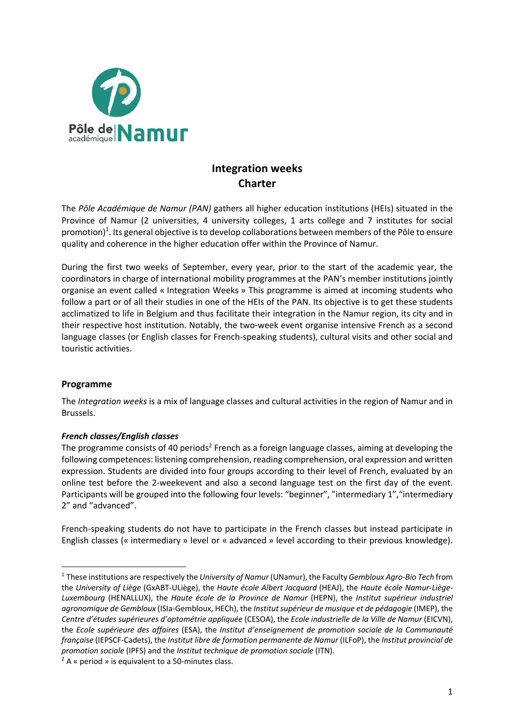# Integration weeks
# Charter

The *Pôle Académique de Namur (PAN)* gathers all higher education institutions (HEIs) situated in the Province of Namur (2 universities, 4 university colleges, 1 arts college and 7 institutes for social promotion)[1]. Its general objective is to develop collaborations between members of the Pôle to ensure quality and coherence in the higher education offer within the Province of Namur.

During the first two weeks of September, every year, prior to the start of the academic year, the coordinators in charge of international mobility programmes at the PAN's member institutions jointly organise an event called « Integration Weeks » This programme is aimed at incoming students who follow a part or of all their studies in one of the HEIs of the PAN. Its objective is to get these students acclimatized to life in Belgium and thus facilitate their integration in the Namur region, its city and in their respective host institution. Notably, the two-week event organise intensive French as a second language classes (or English classes for French-speaking students), cultural visits and other social and touristic activities.

## Programme

The *Integration weeks* is a mix of language classes and cultural activities in the region of Namur and in Brussels.

### *French classes/English classes*

The programme consists of 40 periods[2] French as a foreign language classes, aiming at developing the following competences: listening comprehension, reading comprehension, oral expression and written expression. Students are divided into four groups according to their level of French, evaluated by an online test before the 2-weekevent and also a second language test on the first day of the event. Participants will be grouped into the following four levels: "beginner", "intermediary 1","intermediary 2" and "advanced".

French-speaking students do not have to participate in the French classes but instead participate in English classes (« intermediary » level or « advanced » level according to their previous knowledge).

---

[1] These institutions are respectively the *University of Namur* (UNamur), the Faculty *Gembloux Agro-Bio Tech* from the *University of Liège* (GxABT-ULiège), the *Haute école Albert Jacquard* (HEAJ), the *Haute école Namur-Liège-Luxembourg* (HENALLUX), the *Haute école de la Province de Namur* (HEPN), the *Institut supérieur industriel agronomique de Gembloux* (ISIa-Gembloux, HECh), the *Institut supérieur de musique et de pédagogie* (IMEP), the *Centre d'études supérieures d'optométrie appliquée* (CESOA), the *Ecole industrielle de la Ville de Namur* (EICVN), the *Ecole supérieure des affaires* (ESA), the *Institut d'enseignement de promotion sociale de la Communauté française* (IEPSCF-Cadets), the *Institut libre de formation permanente de Namur* (ILFoP), the *Institut provincial de promotion sociale* (IPFS) and the *Institut technique de promotion sociale* (ITN).

[2] A « period » is equivalent to a 50-minutes class.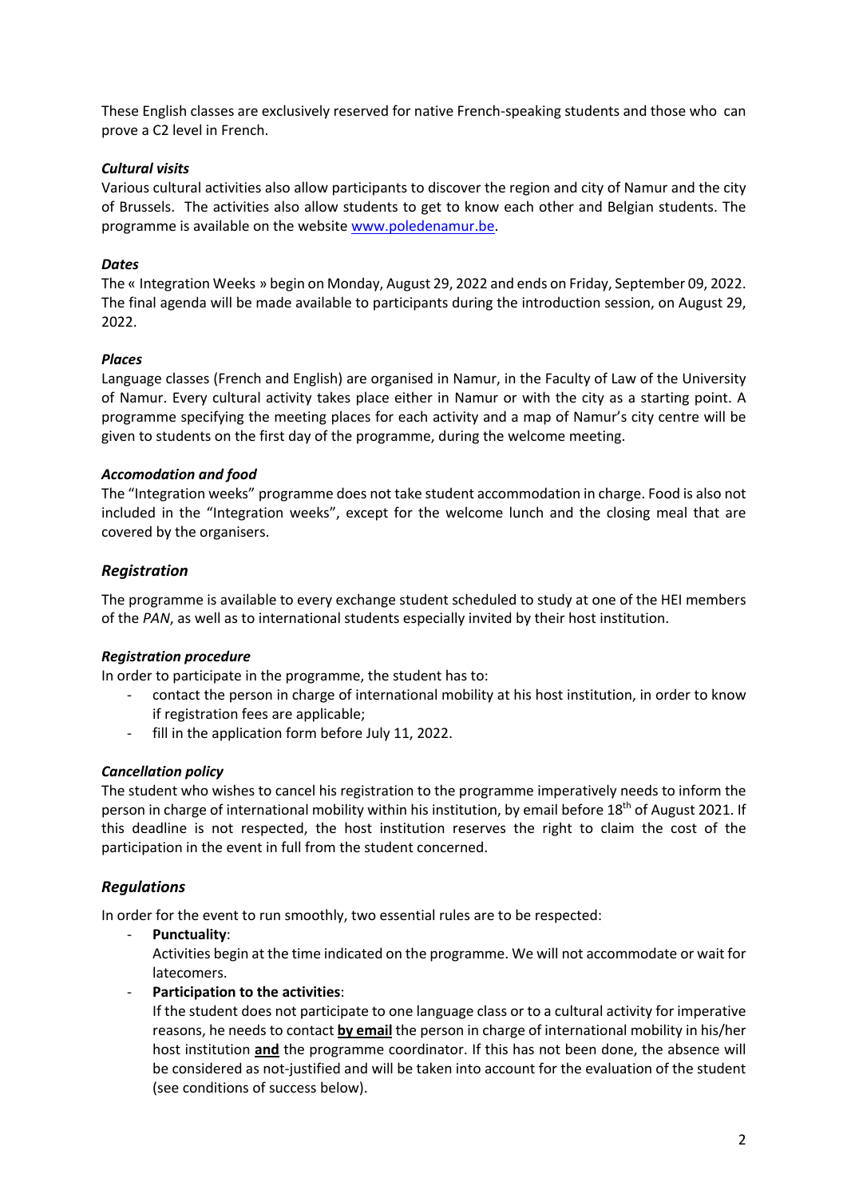These English classes are exclusively reserved for native French-speaking students and those who can prove a C2 level in French.

### *Cultural visits*

Various cultural activities also allow participants to discover the region and city of Namur and the city of Brussels. The activities also allow students to get to know each other and Belgian students. The programme is available on the website [www.poledenamur.be](www.poledenamur.be).

### *Dates*

The « Integration Weeks » begin on Monday, August 29, 2022 and ends on Friday, September 09, 2022. The final agenda will be made available to participants during the introduction session, on August 29, 2022.

### *Places*

Language classes (French and English) are organised in Namur, in the Faculty of Law of the University of Namur. Every cultural activity takes place either in Namur or with the city as a starting point. A programme specifying the meeting places for each activity and a map of Namur's city centre will be given to students on the first day of the programme, during the welcome meeting.

### *Accomodation and food*

The "Integration weeks" programme does not take student accommodation in charge. Food is also not included in the "Integration weeks", except for the welcome lunch and the closing meal that are covered by the organisers.

## *Registration*

The programme is available to every exchange student scheduled to study at one of the HEI members of the *PAN*, as well as to international students especially invited by their host institution.

### *Registration procedure*

In order to participate in the programme, the student has to:

- contact the person in charge of international mobility at his host institution, in order to know if registration fees are applicable;
- fill in the application form before July 11, 2022.

### *Cancellation policy*

The student who wishes to cancel his registration to the programme imperatively needs to inform the person in charge of international mobility within his institution, by email before 18th of August 2021. If this deadline is not respected, the host institution reserves the right to claim the cost of the participation in the event in full from the student concerned.

## *Regulations*

In order for the event to run smoothly, two essential rules are to be respected:

- **Punctuality**:
  Activities begin at the time indicated on the programme. We will not accommodate or wait for latecomers.
- **Participation to the activities**:
  If the student does not participate to one language class or to a cultural activity for imperative reasons, he needs to contact **by email** the person in charge of international mobility in his/her host institution **and** the programme coordinator. If this has not been done, the absence will be considered as not-justified and will be taken into account for the evaluation of the student (see conditions of success below).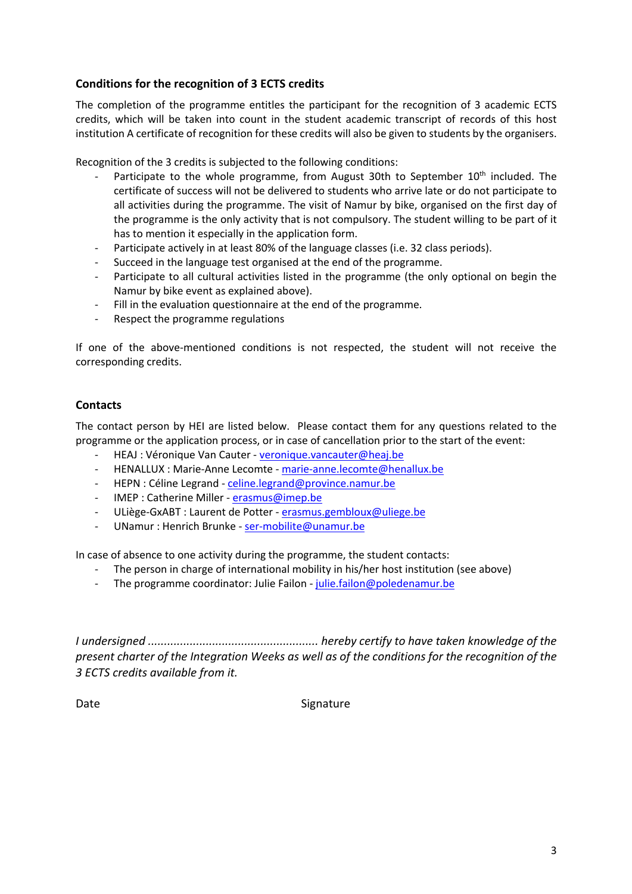### Conditions for the recognition of 3 ECTS credits

The completion of the programme entitles the participant for the recognition of 3 academic ECTS credits, which will be taken into count in the student academic transcript of records of this host institution A certificate of recognition for these credits will also be given to students by the organisers.

Recognition of the 3 credits is subjected to the following conditions:

- Participate to the whole programme, from August 30th to September 10th included. The certificate of success will not be delivered to students who arrive late or do not participate to all activities during the programme. The visit of Namur by bike, organised on the first day of the programme is the only activity that is not compulsory. The student willing to be part of it has to mention it especially in the application form.
- Participate actively in at least 80% of the language classes (i.e. 32 class periods).
- Succeed in the language test organised at the end of the programme.
- Participate to all cultural activities listed in the programme (the only optional on begin the Namur by bike event as explained above).
- Fill in the evaluation questionnaire at the end of the programme.
- Respect the programme regulations

If one of the above-mentioned conditions is not respected, the student will not receive the corresponding credits.

### Contacts

The contact person by HEI are listed below. Please contact them for any questions related to the programme or the application process, or in case of cancellation prior to the start of the event:

- HEAJ : Véronique Van Cauter - veronique.vancauter@heaj.be
- HENALLUX : Marie-Anne Lecomte - marie-anne.lecomte@henallux.be
- HEPN : Céline Legrand - celine.legrand@province.namur.be
- IMEP : Catherine Miller - erasmus@imep.be
- ULiège-GxABT : Laurent de Potter - erasmus.gembloux@uliege.be
- UNamur : Henrich Brunke - ser-mobilite@unamur.be

In case of absence to one activity during the programme, the student contacts:

- The person in charge of international mobility in his/her host institution (see above)
- The programme coordinator: Julie Failon - julie.failon@poledenamur.be

*I undersigned ..................................................... hereby certify to have taken knowledge of the present charter of the Integration Weeks as well as of the conditions for the recognition of the 3 ECTS credits available from it.*

Date Signature